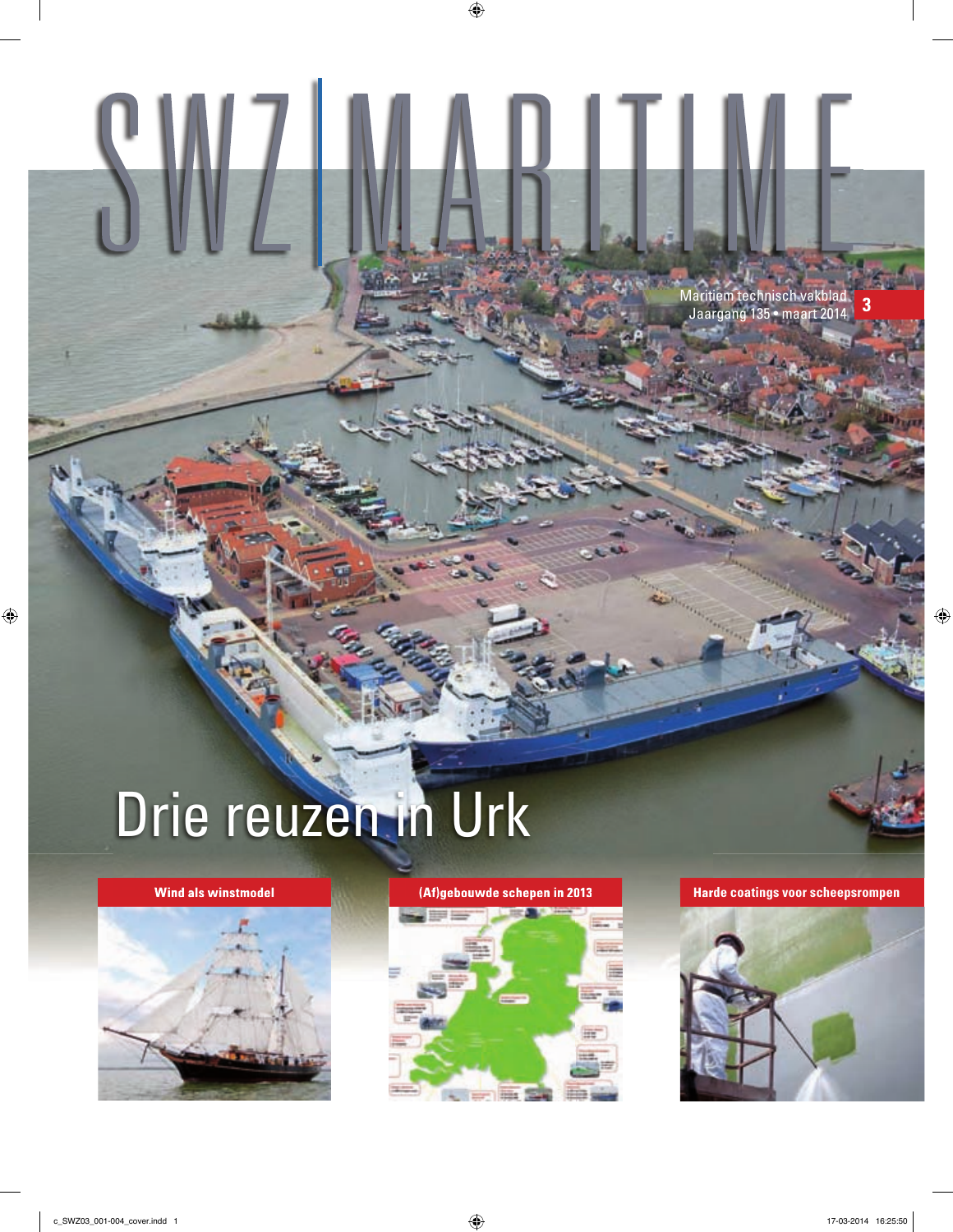# SWZ|MARITIME

Maritiem technisch vakblad
Jaargang 135 • maart 2014

3

## Drie reuzen in Urk

**Wind als winstmodel**

**(Af)gebouwde schepen in 2013**

**Harde coatings voor scheepsrompen**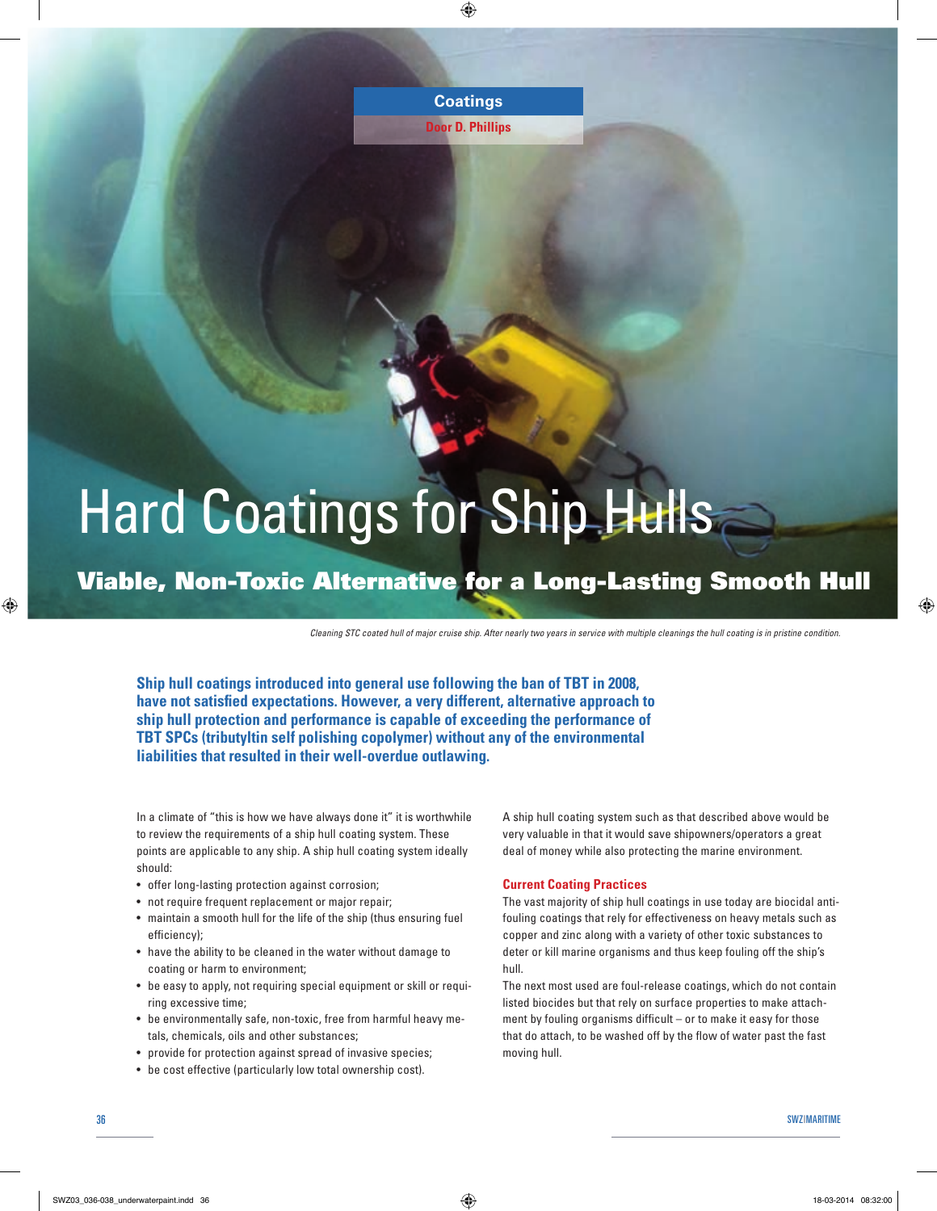Coatings

Door D. Phillips

# Hard Coatings for Ship Hulls

## Viable, Non-Toxic Alternative for a Long-Lasting Smooth Hull

*Cleaning STC coated hull of major cruise ship. After nearly two years in service with multiple cleanings the hull coating is in pristine condition.*

**Ship hull coatings introduced into general use following the ban of TBT in 2008, have not satisfied expectations. However, a very different, alternative approach to ship hull protection and performance is capable of exceeding the performance of TBT SPCs (tributyltin self polishing copolymer) without any of the environmental liabilities that resulted in their well-overdue outlawing.**

In a climate of "this is how we have always done it" it is worthwhile to review the requirements of a ship hull coating system. These points are applicable to any ship. A ship hull coating system ideally should:

- offer long-lasting protection against corrosion;
- not require frequent replacement or major repair;
- maintain a smooth hull for the life of the ship (thus ensuring fuel efficiency);
- have the ability to be cleaned in the water without damage to coating or harm to environment;
- be easy to apply, not requiring special equipment or skill or requiring excessive time;
- be environmentally safe, non-toxic, free from harmful heavy metals, chemicals, oils and other substances;
- provide for protection against spread of invasive species;
- be cost effective (particularly low total ownership cost).

A ship hull coating system such as that described above would be very valuable in that it would save shipowners/operators a great deal of money while also protecting the marine environment.

### Current Coating Practices

The vast majority of ship hull coatings in use today are biocidal antifouling coatings that rely for effectiveness on heavy metals such as copper and zinc along with a variety of other toxic substances to deter or kill marine organisms and thus keep fouling off the ship's hull.

The next most used are foul-release coatings, which do not contain listed biocides but that rely on surface properties to make attachment by fouling organisms difficult – or to make it easy for those that do attach, to be washed off by the flow of water past the fast moving hull.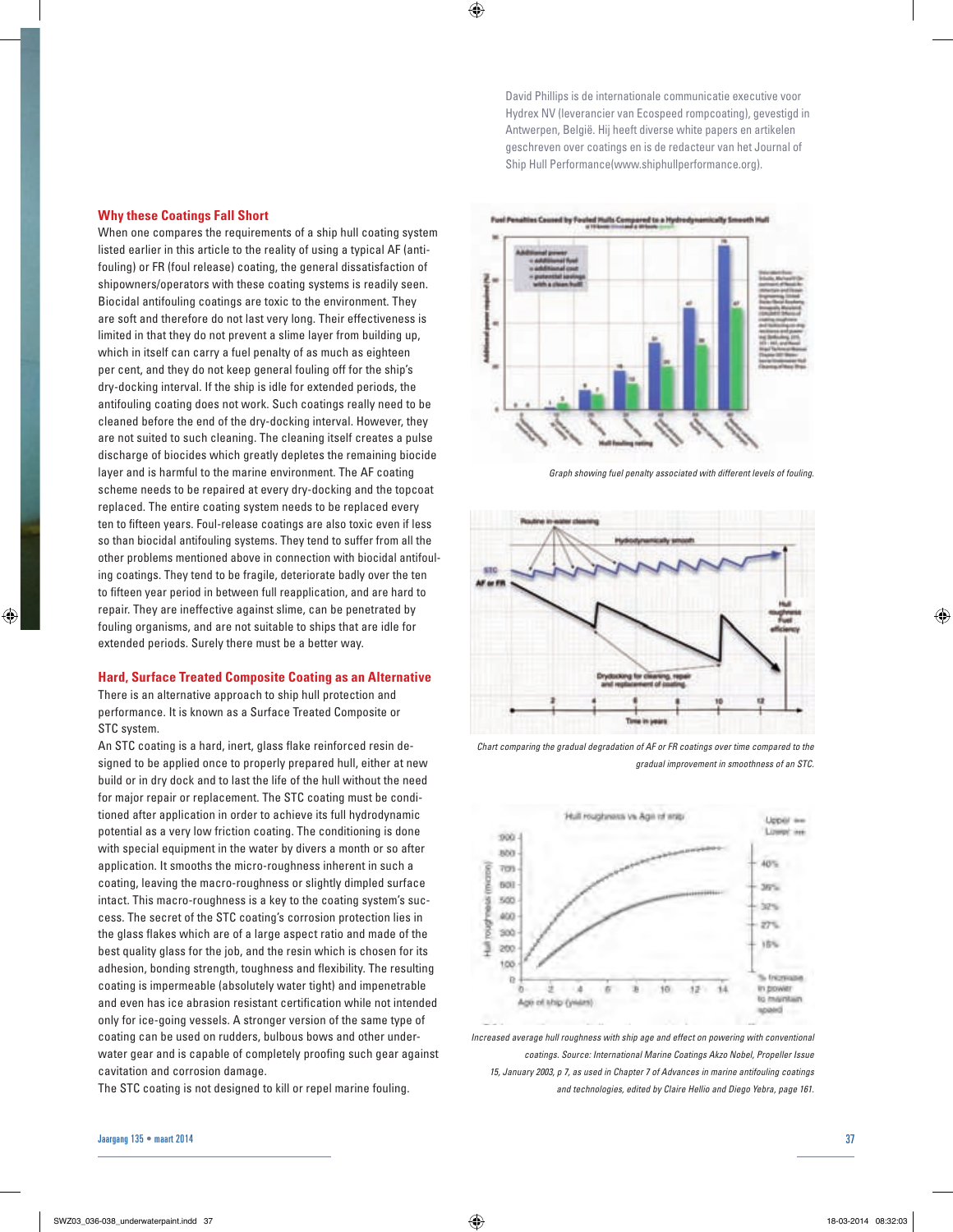David Phillips is de internationale communicatie executive voor Hydrex NV (leverancier van Ecospeed rompcoating), gevestigd in Antwerpen, België. Hij heeft diverse white papers en artikelen geschreven over coatings en is de redacteur van het Journal of Ship Hull Performance(www.shiphullperformance.org).

## Why these Coatings Fall Short

When one compares the requirements of a ship hull coating system listed earlier in this article to the reality of using a typical AF (anti-fouling) or FR (foul release) coating, the general dissatisfaction of shipowners/operators with these coating systems is readily seen. Biocidal antifouling coatings are toxic to the environment. They are soft and therefore do not last very long. Their effectiveness is limited in that they do not prevent a slime layer from building up, which in itself can carry a fuel penalty of as much as eighteen per cent, and they do not keep general fouling off for the ship's dry-docking interval. If the ship is idle for extended periods, the antifouling coating does not work. Such coatings really need to be cleaned before the end of the dry-docking interval. However, they are not suited to such cleaning. The cleaning itself creates a pulse discharge of biocides which greatly depletes the remaining biocide layer and is harmful to the marine environment. The AF coating scheme needs to be repaired at every dry-docking and the topcoat replaced. The entire coating system needs to be replaced every ten to fifteen years. Foul-release coatings are also toxic even if less so than biocidal antifouling systems. They tend to suffer from all the other problems mentioned above in connection with biocidal antifouling coatings. They tend to be fragile, deteriorate badly over the ten to fifteen year period in between full reapplication, and are hard to repair. They are ineffective against slime, can be penetrated by fouling organisms, and are not suitable to ships that are idle for extended periods. Surely there must be a better way.

## Hard, Surface Treated Composite Coating as an Alternative

There is an alternative approach to ship hull protection and performance. It is known as a Surface Treated Composite or STC system.

An STC coating is a hard, inert, glass flake reinforced resin designed to be applied once to properly prepared hull, either at new build or in dry dock and to last the life of the hull without the need for major repair or replacement. The STC coating must be conditioned after application in order to achieve its full hydrodynamic potential as a very low friction coating. The conditioning is done with special equipment in the water by divers a month or so after application. It smooths the micro-roughness inherent in such a coating, leaving the macro-roughness or slightly dimpled surface intact. This macro-roughness is a key to the coating system's success. The secret of the STC coating's corrosion protection lies in the glass flakes which are of a large aspect ratio and made of the best quality glass for the job, and the resin which is chosen for its adhesion, bonding strength, toughness and flexibility. The resulting coating is impermeable (absolutely water tight) and impenetrable and even has ice abrasion resistant certification while not intended only for ice-going vessels. A stronger version of the same type of coating can be used on rudders, bulbous bows and other underwater gear and is capable of completely proofing such gear against cavitation and corrosion damage.

The STC coating is not designed to kill or repel marine fouling.

*Graph showing fuel penalty associated with different levels of fouling.*

*Chart comparing the gradual degradation of AF or FR coatings over time compared to the gradual improvement in smoothness of an STC.*

*Increased average hull roughness with ship age and effect on powering with conventional coatings. Source: International Marine Coatings Akzo Nobel, Propeller Issue 15, January 2003, p 7, as used in Chapter 7 of Advances in marine antifouling coatings and technologies, edited by Claire Hellio and Diego Yebra, page 161.*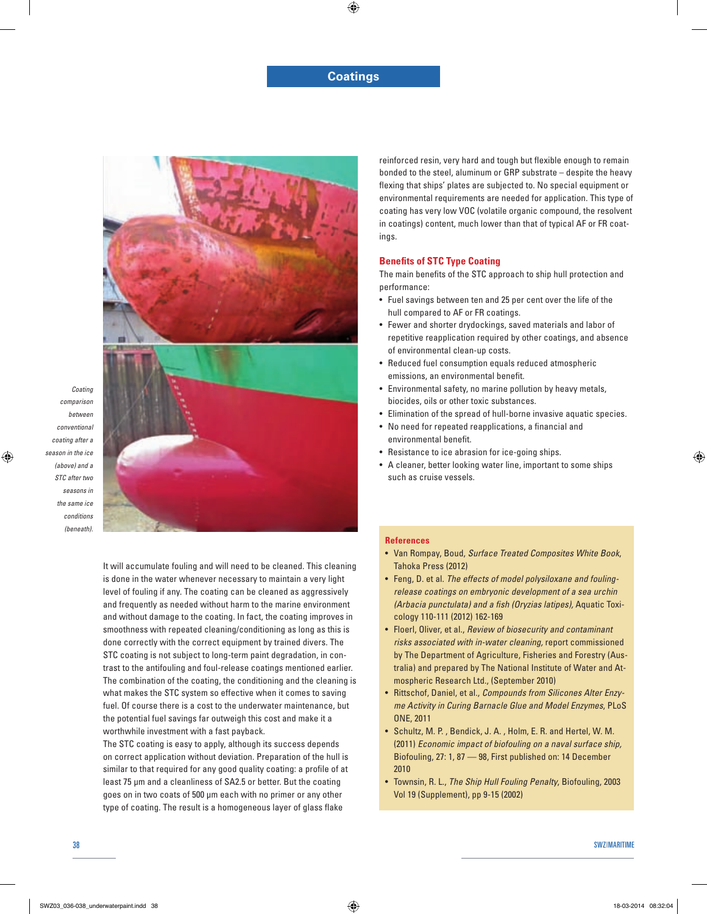Coating comparison between conventional coating after a season in the ice (above) and a STC after two seasons in the same ice conditions (beneath).

It will accumulate fouling and will need to be cleaned. This cleaning is done in the water whenever necessary to maintain a very light level of fouling if any. The coating can be cleaned as aggressively and frequently as needed without harm to the marine environment and without damage to the coating. In fact, the coating improves in smoothness with repeated cleaning/conditioning as long as this is done correctly with the correct equipment by trained divers. The STC coating is not subject to long-term paint degradation, in contrast to the antifouling and foul-release coatings mentioned earlier. The combination of the coating, the conditioning and the cleaning is what makes the STC system so effective when it comes to saving fuel. Of course there is a cost to the underwater maintenance, but the potential fuel savings far outweigh this cost and make it a worthwhile investment with a fast payback.

The STC coating is easy to apply, although its success depends on correct application without deviation. Preparation of the hull is similar to that required for any good quality coating: a profile of at least 75 µm and a cleanliness of SA2.5 or better. But the coating goes on in two coats of 500 µm each with no primer or any other type of coating. The result is a homogeneous layer of glass flake reinforced resin, very hard and tough but flexible enough to remain bonded to the steel, aluminum or GRP substrate – despite the heavy flexing that ships' plates are subjected to. No special equipment or environmental requirements are needed for application. This type of coating has very low VOC (volatile organic compound, the resolvent in coatings) content, much lower than that of typical AF or FR coatings.

## Benefits of STC Type Coating

The main benefits of the STC approach to ship hull protection and performance:

- Fuel savings between ten and 25 per cent over the life of the hull compared to AF or FR coatings.
- Fewer and shorter drydockings, saved materials and labor of repetitive reapplication required by other coatings, and absence of environmental clean-up costs.
- Reduced fuel consumption equals reduced atmospheric emissions, an environmental benefit.
- Environmental safety, no marine pollution by heavy metals, biocides, oils or other toxic substances.
- Elimination of the spread of hull-borne invasive aquatic species.
- No need for repeated reapplications, a financial and environmental benefit.
- Resistance to ice abrasion for ice-going ships.
- A cleaner, better looking water line, important to some ships such as cruise vessels.

## References

- Van Rompay, Boud, *Surface Treated Composites White Book*, Tahoka Press (2012)
- Feng, D. et al. *The effects of model polysiloxane and fouling-release coatings on embryonic development of a sea urchin (Arbacia punctulata) and a fish (Oryzias latipes)*, Aquatic Toxicology 110-111 (2012) 162-169
- Floerl, Oliver, et al., *Review of biosecurity and contaminant risks associated with in-water cleaning*, report commissioned by The Department of Agriculture, Fisheries and Forestry (Australia) and prepared by The National Institute of Water and Atmospheric Research Ltd., (September 2010)
- Rittschof, Daniel, et al., *Compounds from Silicones Alter Enzyme Activity in Curing Barnacle Glue and Model Enzymes*, PLoS ONE, 2011
- Schultz, M. P. , Bendick, J. A. , Holm, E. R. and Hertel, W. M. (2011) *Economic impact of biofouling on a naval surface ship*, Biofouling, 27: 1, 87 — 98, First published on: 14 December 2010
- Townsin, R. L., *The Ship Hull Fouling Penalty*, Biofouling, 2003 Vol 19 (Supplement), pp 9-15 (2002)